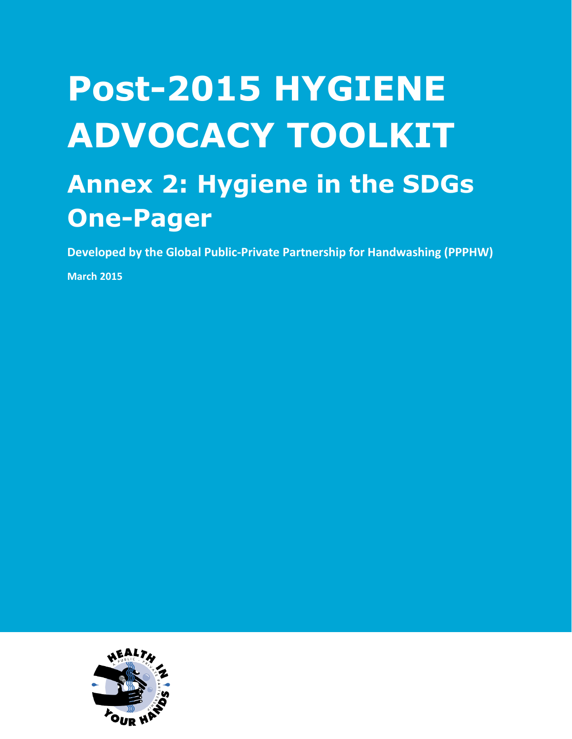# Post-2015 HYGIENE ADVOCACY TOOLKIT

## Annex 2: Hygiene in the SDGs One-Pager

**Developed by the Global Public-Private Partnership for Handwashing (PPPHW)**

**March 2015**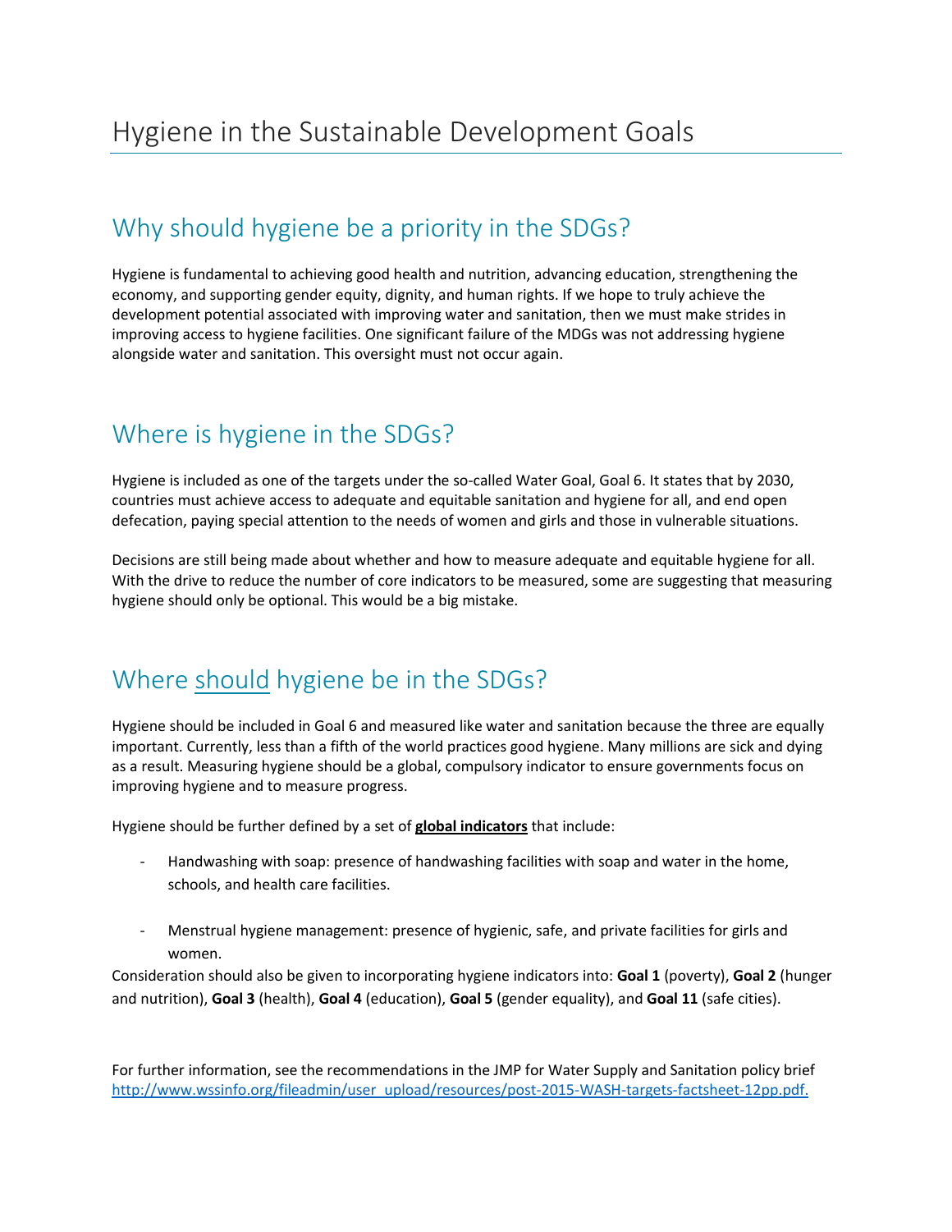# Hygiene in the Sustainable Development Goals

## Why should hygiene be a priority in the SDGs?

Hygiene is fundamental to achieving good health and nutrition, advancing education, strengthening the economy, and supporting gender equity, dignity, and human rights. If we hope to truly achieve the development potential associated with improving water and sanitation, then we must make strides in improving access to hygiene facilities. One significant failure of the MDGs was not addressing hygiene alongside water and sanitation. This oversight must not occur again.

## Where is hygiene in the SDGs?

Hygiene is included as one of the targets under the so-called Water Goal, Goal 6. It states that by 2030, countries must achieve access to adequate and equitable sanitation and hygiene for all, and end open defecation, paying special attention to the needs of women and girls and those in vulnerable situations.

Decisions are still being made about whether and how to measure adequate and equitable hygiene for all. With the drive to reduce the number of core indicators to be measured, some are suggesting that measuring hygiene should only be optional. This would be a big mistake.

## Where <u>should</u> hygiene be in the SDGs?

Hygiene should be included in Goal 6 and measured like water and sanitation because the three are equally important. Currently, less than a fifth of the world practices good hygiene. Many millions are sick and dying as a result. Measuring hygiene should be a global, compulsory indicator to ensure governments focus on improving hygiene and to measure progress.

Hygiene should be further defined by a set of **<u>global indicators</u>** that include:

- Handwashing with soap: presence of handwashing facilities with soap and water in the home, schools, and health care facilities.

- Menstrual hygiene management: presence of hygienic, safe, and private facilities for girls and women.

Consideration should also be given to incorporating hygiene indicators into: **Goal 1** (poverty), **Goal 2** (hunger and nutrition), **Goal 3** (health), **Goal 4** (education), **Goal 5** (gender equality), and **Goal 11** (safe cities).

For further information, see the recommendations in the JMP for Water Supply and Sanitation policy brief http://www.wssinfo.org/fileadmin/user_upload/resources/post-2015-WASH-targets-factsheet-12pp.pdf.